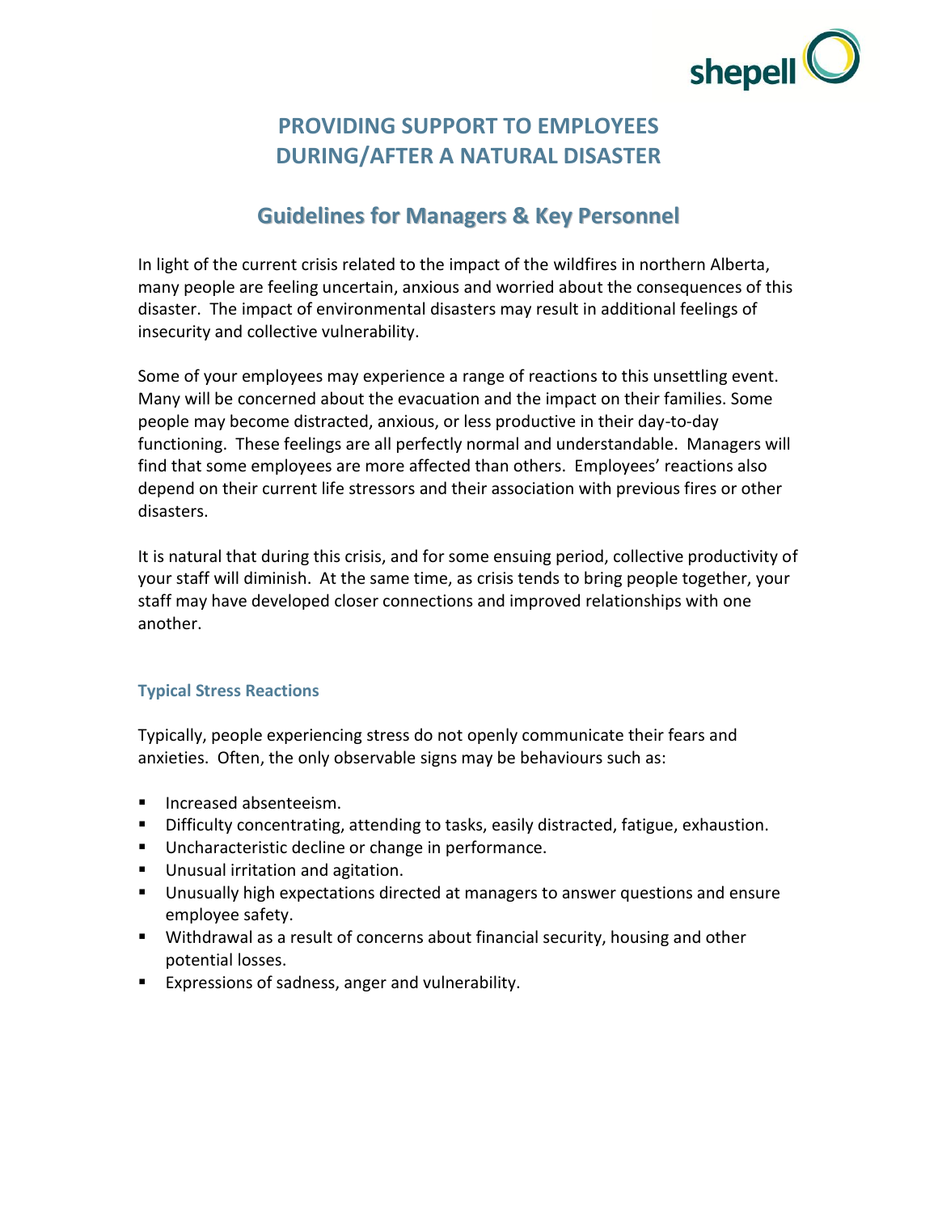# PROVIDING SUPPORT TO EMPLOYEES DURING/AFTER A NATURAL DISASTER

## Guidelines for Managers & Key Personnel

In light of the current crisis related to the impact of the wildfires in northern Alberta, many people are feeling uncertain, anxious and worried about the consequences of this disaster. The impact of environmental disasters may result in additional feelings of insecurity and collective vulnerability.

Some of your employees may experience a range of reactions to this unsettling event. Many will be concerned about the evacuation and the impact on their families. Some people may become distracted, anxious, or less productive in their day-to-day functioning. These feelings are all perfectly normal and understandable. Managers will find that some employees are more affected than others. Employees' reactions also depend on their current life stressors and their association with previous fires or other disasters.

It is natural that during this crisis, and for some ensuing period, collective productivity of your staff will diminish. At the same time, as crisis tends to bring people together, your staff may have developed closer connections and improved relationships with one another.

### Typical Stress Reactions

Typically, people experiencing stress do not openly communicate their fears and anxieties. Often, the only observable signs may be behaviours such as:

- Increased absenteeism.
- Difficulty concentrating, attending to tasks, easily distracted, fatigue, exhaustion.
- Uncharacteristic decline or change in performance.
- Unusual irritation and agitation.
- Unusually high expectations directed at managers to answer questions and ensure employee safety.
- Withdrawal as a result of concerns about financial security, housing and other potential losses.
- Expressions of sadness, anger and vulnerability.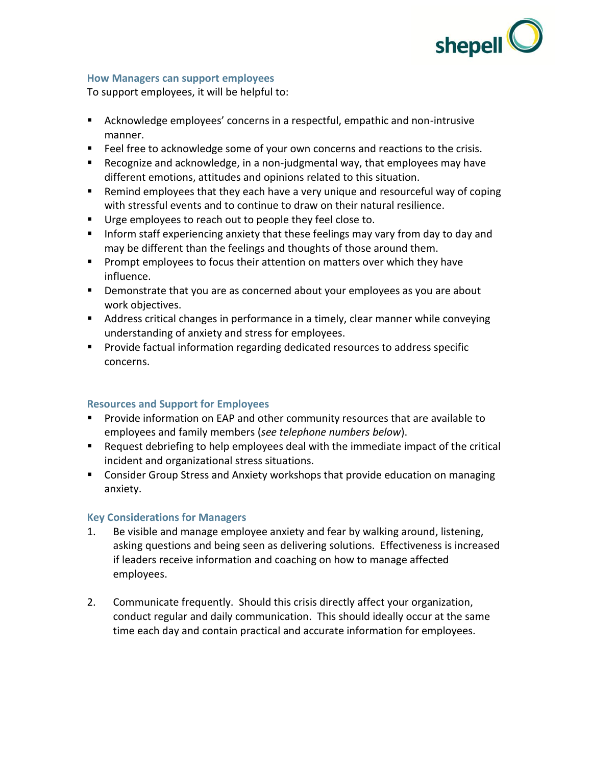### How Managers can support employees

To support employees, it will be helpful to:

- Acknowledge employees' concerns in a respectful, empathic and non-intrusive manner.
- Feel free to acknowledge some of your own concerns and reactions to the crisis.
- Recognize and acknowledge, in a non-judgmental way, that employees may have different emotions, attitudes and opinions related to this situation.
- Remind employees that they each have a very unique and resourceful way of coping with stressful events and to continue to draw on their natural resilience.
- Urge employees to reach out to people they feel close to.
- Inform staff experiencing anxiety that these feelings may vary from day to day and may be different than the feelings and thoughts of those around them.
- Prompt employees to focus their attention on matters over which they have influence.
- Demonstrate that you are as concerned about your employees as you are about work objectives.
- Address critical changes in performance in a timely, clear manner while conveying understanding of anxiety and stress for employees.
- Provide factual information regarding dedicated resources to address specific concerns.

### Resources and Support for Employees

- Provide information on EAP and other community resources that are available to employees and family members (*see telephone numbers below*).
- Request debriefing to help employees deal with the immediate impact of the critical incident and organizational stress situations.
- Consider Group Stress and Anxiety workshops that provide education on managing anxiety.

### Key Considerations for Managers

1. Be visible and manage employee anxiety and fear by walking around, listening, asking questions and being seen as delivering solutions. Effectiveness is increased if leaders receive information and coaching on how to manage affected employees.

2. Communicate frequently. Should this crisis directly affect your organization, conduct regular and daily communication. This should ideally occur at the same time each day and contain practical and accurate information for employees.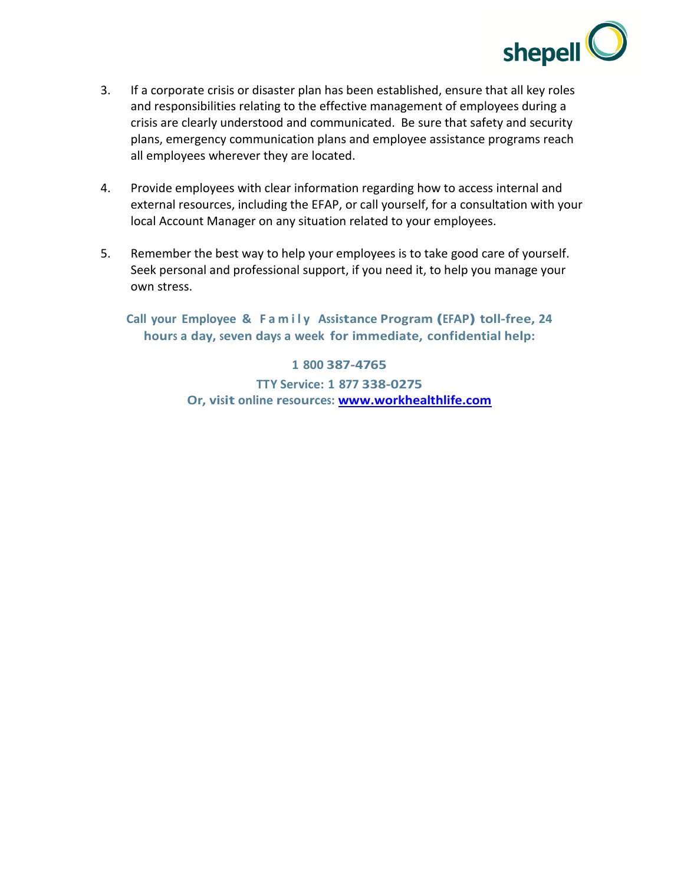3. If a corporate crisis or disaster plan has been established, ensure that all key roles and responsibilities relating to the effective management of employees during a crisis are clearly understood and communicated. Be sure that safety and security plans, emergency communication plans and employee assistance programs reach all employees wherever they are located.

4. Provide employees with clear information regarding how to access internal and external resources, including the EFAP, or call yourself, for a consultation with your local Account Manager on any situation related to your employees.

5. Remember the best way to help your employees is to take good care of yourself. Seek personal and professional support, if you need it, to help you manage your own stress.

**Call your Employee & Family Assistance Program (EFAP) toll-free, 24 hours a day, seven days a week for immediate, confidential help:**

**1 800 387-4765**

**TTY Service: 1 877 338-0275**

**Or, visit online resources: [www.workhealthlife.com](http://www.workhealthlife.com)**